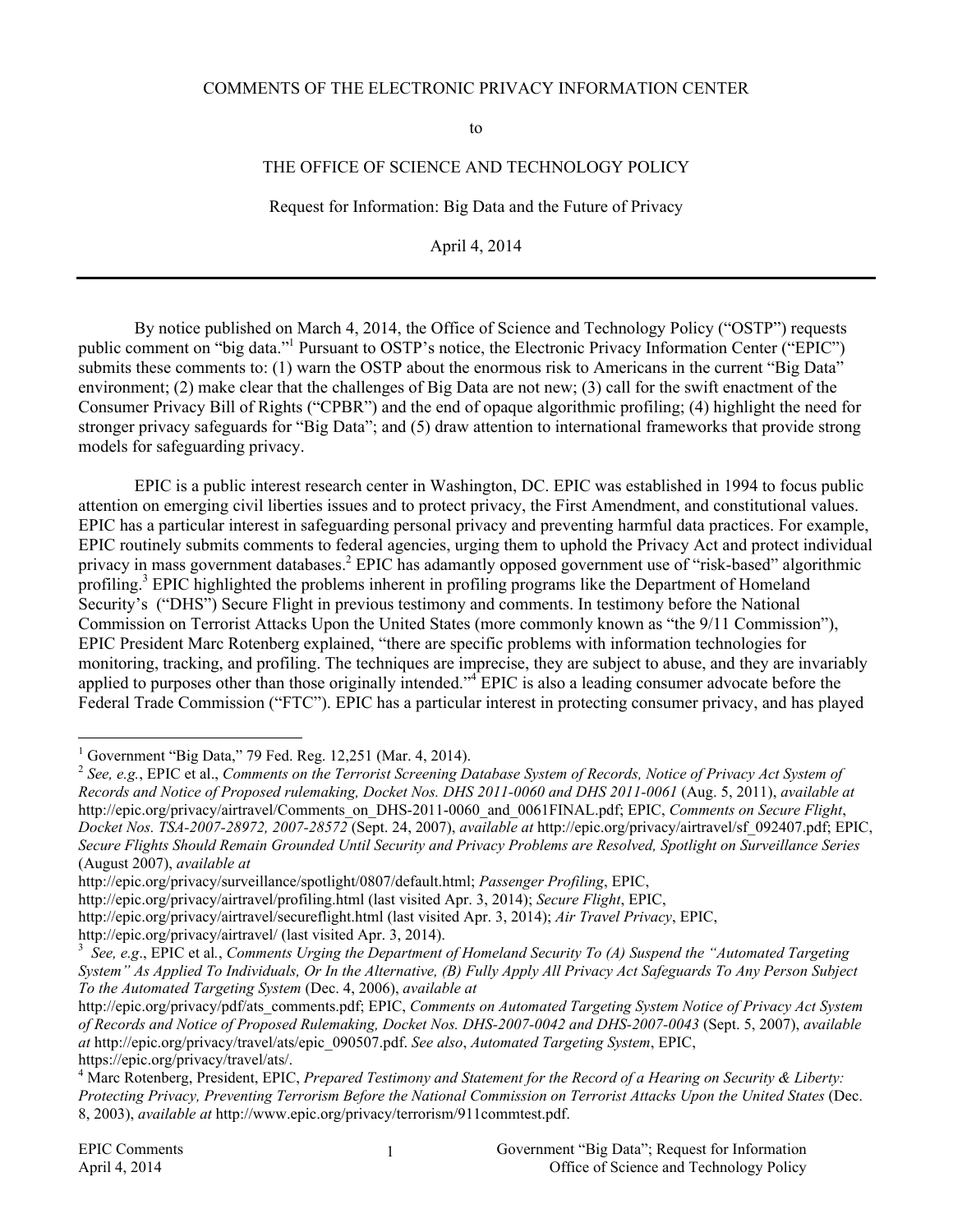COMMENTS OF THE ELECTRONIC PRIVACY INFORMATION CENTER

to

THE OFFICE OF SCIENCE AND TECHNOLOGY POLICY

Request for Information: Big Data and the Future of Privacy

April 4, 2014

---

By notice published on March 4, 2014, the Office of Science and Technology Policy ("OSTP") requests public comment on "big data."[1] Pursuant to OSTP's notice, the Electronic Privacy Information Center ("EPIC") submits these comments to: (1) warn the OSTP about the enormous risk to Americans in the current "Big Data" environment; (2) make clear that the challenges of Big Data are not new; (3) call for the swift enactment of the Consumer Privacy Bill of Rights ("CPBR") and the end of opaque algorithmic profiling; (4) highlight the need for stronger privacy safeguards for "Big Data"; and (5) draw attention to international frameworks that provide strong models for safeguarding privacy.

EPIC is a public interest research center in Washington, DC. EPIC was established in 1994 to focus public attention on emerging civil liberties issues and to protect privacy, the First Amendment, and constitutional values. EPIC has a particular interest in safeguarding personal privacy and preventing harmful data practices. For example, EPIC routinely submits comments to federal agencies, urging them to uphold the Privacy Act and protect individual privacy in mass government databases.[2] EPIC has adamantly opposed government use of "risk-based" algorithmic profiling.[3] EPIC highlighted the problems inherent in profiling programs like the Department of Homeland Security's ("DHS") Secure Flight in previous testimony and comments. In testimony before the National Commission on Terrorist Attacks Upon the United States (more commonly known as "the 9/11 Commission"), EPIC President Marc Rotenberg explained, "there are specific problems with information technologies for monitoring, tracking, and profiling. The techniques are imprecise, they are subject to abuse, and they are invariably applied to purposes other than those originally intended."[4] EPIC is also a leading consumer advocate before the Federal Trade Commission ("FTC"). EPIC has a particular interest in protecting consumer privacy, and has played

---

[1] Government "Big Data," 79 Fed. Reg. 12,251 (Mar. 4, 2014).

[2] *See, e.g.*, EPIC et al., *Comments on the Terrorist Screening Database System of Records, Notice of Privacy Act System of Records and Notice of Proposed rulemaking, Docket Nos. DHS 2011-0060 and DHS 2011-0061* (Aug. 5, 2011), *available at* http://epic.org/privacy/airtravel/Comments_on_DHS-2011-0060_and_0061FINAL.pdf; EPIC, *Comments on Secure Flight, Docket Nos. TSA-2007-28972, 2007-28572* (Sept. 24, 2007), *available at* http://epic.org/privacy/airtravel/sf_092407.pdf; EPIC, *Secure Flights Should Remain Grounded Until Security and Privacy Problems are Resolved, Spotlight on Surveillance Series* (August 2007), *available at* http://epic.org/privacy/surveillance/spotlight/0807/default.html; *Passenger Profiling*, EPIC, http://epic.org/privacy/airtravel/profiling.html (last visited Apr. 3, 2014); *Secure Flight*, EPIC, http://epic.org/privacy/airtravel/secureflight.html (last visited Apr. 3, 2014); *Air Travel Privacy*, EPIC, http://epic.org/privacy/airtravel/ (last visited Apr. 3, 2014).

[3] *See, e.g.*, EPIC et al., *Comments Urging the Department of Homeland Security To (A) Suspend the "Automated Targeting System" As Applied To Individuals, Or In the Alternative, (B) Fully Apply All Privacy Act Safeguards To Any Person Subject To the Automated Targeting System* (Dec. 4, 2006), *available at* http://epic.org/privacy/pdf/ats_comments.pdf; EPIC, *Comments on Automated Targeting System Notice of Privacy Act System of Records and Notice of Proposed Rulemaking, Docket Nos. DHS-2007-0042 and DHS-2007-0043* (Sept. 5, 2007), *available at* http://epic.org/privacy/travel/ats/epic_090507.pdf. *See also*, *Automated Targeting System*, EPIC, https://epic.org/privacy/travel/ats/.

[4] Marc Rotenberg, President, EPIC, *Prepared Testimony and Statement for the Record of a Hearing on Security & Liberty: Protecting Privacy, Preventing Terrorism Before the National Commission on Terrorist Attacks Upon the United States* (Dec. 8, 2003), *available at* http://www.epic.org/privacy/terrorism/911commtest.pdf.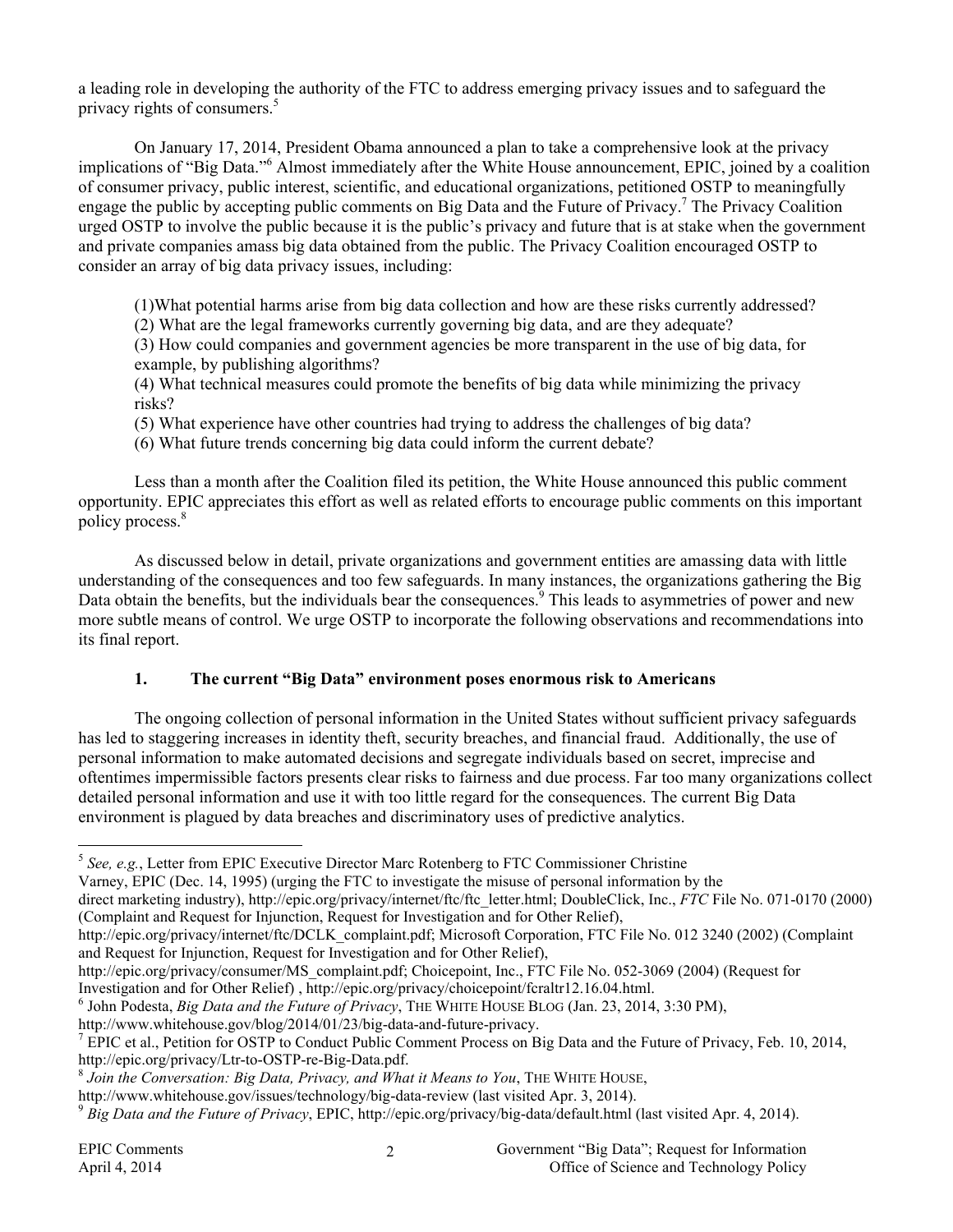a leading role in developing the authority of the FTC to address emerging privacy issues and to safeguard the privacy rights of consumers.[5]

On January 17, 2014, President Obama announced a plan to take a comprehensive look at the privacy implications of "Big Data."[6] Almost immediately after the White House announcement, EPIC, joined by a coalition of consumer privacy, public interest, scientific, and educational organizations, petitioned OSTP to meaningfully engage the public by accepting public comments on Big Data and the Future of Privacy.[7] The Privacy Coalition urged OSTP to involve the public because it is the public's privacy and future that is at stake when the government and private companies amass big data obtained from the public. The Privacy Coalition encouraged OSTP to consider an array of big data privacy issues, including:

(1)What potential harms arise from big data collection and how are these risks currently addressed?
(2) What are the legal frameworks currently governing big data, and are they adequate?
(3) How could companies and government agencies be more transparent in the use of big data, for example, by publishing algorithms?
(4) What technical measures could promote the benefits of big data while minimizing the privacy risks?
(5) What experience have other countries had trying to address the challenges of big data?
(6) What future trends concerning big data could inform the current debate?

Less than a month after the Coalition filed its petition, the White House announced this public comment opportunity. EPIC appreciates this effort as well as related efforts to encourage public comments on this important policy process.[8]

As discussed below in detail, private organizations and government entities are amassing data with little understanding of the consequences and too few safeguards. In many instances, the organizations gathering the Big Data obtain the benefits, but the individuals bear the consequences.[9] This leads to asymmetries of power and new more subtle means of control. We urge OSTP to incorporate the following observations and recommendations into its final report.

### 1. The current "Big Data" environment poses enormous risk to Americans

The ongoing collection of personal information in the United States without sufficient privacy safeguards has led to staggering increases in identity theft, security breaches, and financial fraud. Additionally, the use of personal information to make automated decisions and segregate individuals based on secret, imprecise and oftentimes impermissible factors presents clear risks to fairness and due process. Far too many organizations collect detailed personal information and use it with too little regard for the consequences. The current Big Data environment is plagued by data breaches and discriminatory uses of predictive analytics.

---

[5] *See, e.g.*, Letter from EPIC Executive Director Marc Rotenberg to FTC Commissioner Christine Varney, EPIC (Dec. 14, 1995) (urging the FTC to investigate the misuse of personal information by the direct marketing industry), http://epic.org/privacy/internet/ftc/ftc_letter.html; DoubleClick, Inc., *FTC* File No. 071-0170 (2000) (Complaint and Request for Injunction, Request for Investigation and for Other Relief), http://epic.org/privacy/internet/ftc/DCLK_complaint.pdf; Microsoft Corporation, FTC File No. 012 3240 (2002) (Complaint and Request for Injunction, Request for Investigation and for Other Relief), http://epic.org/privacy/consumer/MS_complaint.pdf; Choicepoint, Inc., FTC File No. 052-3069 (2004) (Request for Investigation and for Other Relief) , http://epic.org/privacy/choicepoint/fcraltr12.16.04.html.

[6] John Podesta, *Big Data and the Future of Privacy*, THE WHITE HOUSE BLOG (Jan. 23, 2014, 3:30 PM), http://www.whitehouse.gov/blog/2014/01/23/big-data-and-future-privacy.

[7] EPIC et al., Petition for OSTP to Conduct Public Comment Process on Big Data and the Future of Privacy, Feb. 10, 2014, http://epic.org/privacy/Ltr-to-OSTP-re-Big-Data.pdf.

[8] *Join the Conversation: Big Data, Privacy, and What it Means to You*, THE WHITE HOUSE, http://www.whitehouse.gov/issues/technology/big-data-review (last visited Apr. 3, 2014).

[9] *Big Data and the Future of Privacy*, EPIC, http://epic.org/privacy/big-data/default.html (last visited Apr. 4, 2014).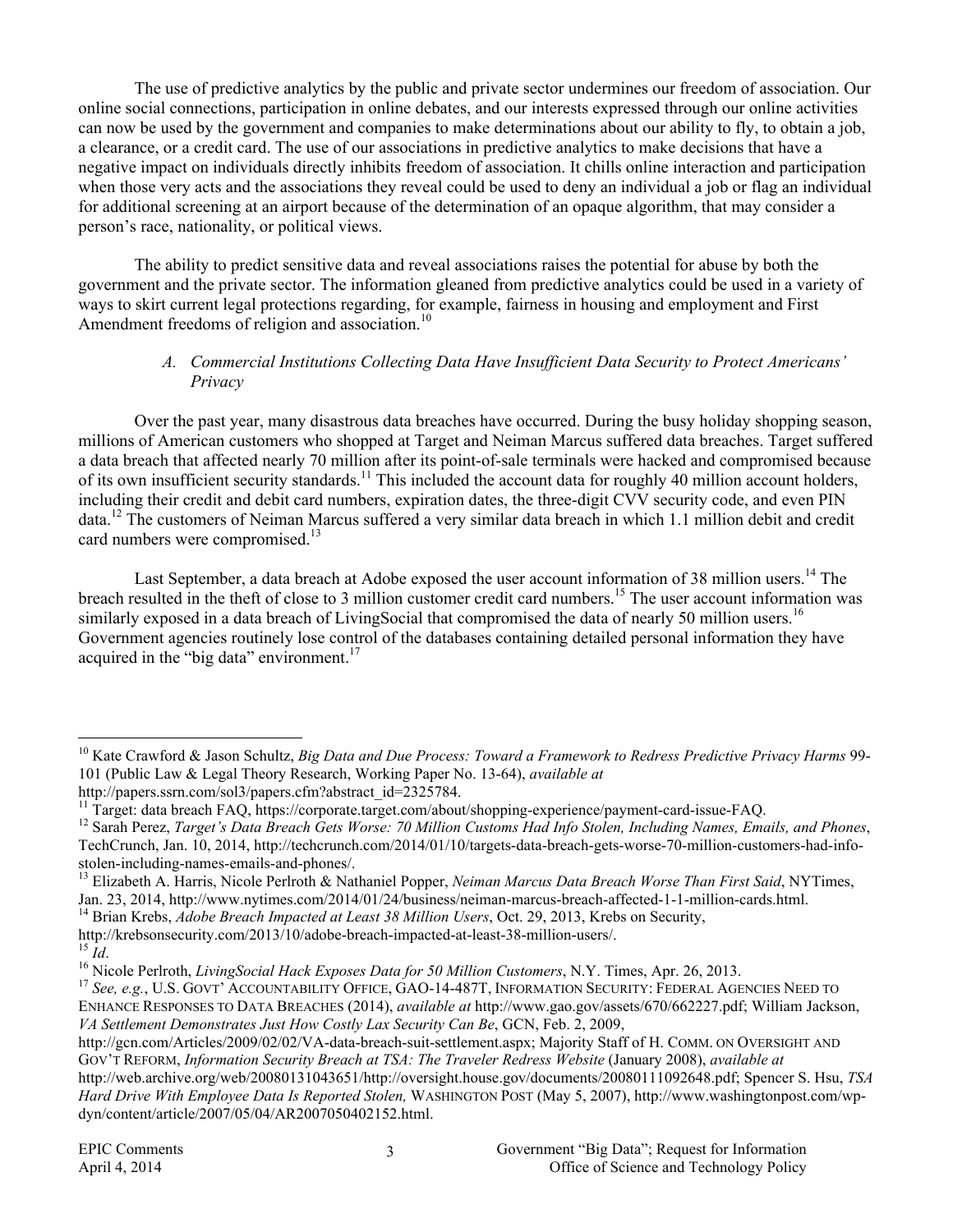The use of predictive analytics by the public and private sector undermines our freedom of association. Our online social connections, participation in online debates, and our interests expressed through our online activities can now be used by the government and companies to make determinations about our ability to fly, to obtain a job, a clearance, or a credit card. The use of our associations in predictive analytics to make decisions that have a negative impact on individuals directly inhibits freedom of association. It chills online interaction and participation when those very acts and the associations they reveal could be used to deny an individual a job or flag an individual for additional screening at an airport because of the determination of an opaque algorithm, that may consider a person's race, nationality, or political views.

The ability to predict sensitive data and reveal associations raises the potential for abuse by both the government and the private sector. The information gleaned from predictive analytics could be used in a variety of ways to skirt current legal protections regarding, for example, fairness in housing and employment and First Amendment freedoms of religion and association.[10]

### *A. Commercial Institutions Collecting Data Have Insufficient Data Security to Protect Americans' Privacy*

Over the past year, many disastrous data breaches have occurred. During the busy holiday shopping season, millions of American customers who shopped at Target and Neiman Marcus suffered data breaches. Target suffered a data breach that affected nearly 70 million after its point-of-sale terminals were hacked and compromised because of its own insufficient security standards.[11] This included the account data for roughly 40 million account holders, including their credit and debit card numbers, expiration dates, the three-digit CVV security code, and even PIN data.[12] The customers of Neiman Marcus suffered a very similar data breach in which 1.1 million debit and credit card numbers were compromised.[13]

Last September, a data breach at Adobe exposed the user account information of 38 million users.[14] The breach resulted in the theft of close to 3 million customer credit card numbers.[15] The user account information was similarly exposed in a data breach of LivingSocial that compromised the data of nearly 50 million users.[16] Government agencies routinely lose control of the databases containing detailed personal information they have acquired in the "big data" environment.[17]

---

[10] Kate Crawford & Jason Schultz, *Big Data and Due Process: Toward a Framework to Redress Predictive Privacy Harms* 99-101 (Public Law & Legal Theory Research, Working Paper No. 13-64), *available at* http://papers.ssrn.com/sol3/papers.cfm?abstract_id=2325784.

[11] Target: data breach FAQ, https://corporate.target.com/about/shopping-experience/payment-card-issue-FAQ.

[12] Sarah Perez, *Target's Data Breach Gets Worse: 70 Million Customs Had Info Stolen, Including Names, Emails, and Phones*, TechCrunch, Jan. 10, 2014, http://techcrunch.com/2014/01/10/targets-data-breach-gets-worse-70-million-customers-had-info-stolen-including-names-emails-and-phones/.

[13] Elizabeth A. Harris, Nicole Perlroth & Nathaniel Popper, *Neiman Marcus Data Breach Worse Than First Said*, NYTimes, Jan. 23, 2014, http://www.nytimes.com/2014/01/24/business/neiman-marcus-breach-affected-1-1-million-cards.html.

[14] Brian Krebs, *Adobe Breach Impacted at Least 38 Million Users*, Oct. 29, 2013, Krebs on Security, http://krebsonsecurity.com/2013/10/adobe-breach-impacted-at-least-38-million-users/.

[15] *Id*.

[16] Nicole Perlroth, *LivingSocial Hack Exposes Data for 50 Million Customers*, N.Y. Times, Apr. 26, 2013.

[17] *See, e.g.*, U.S. GOVT' ACCOUNTABILITY OFFICE, GAO-14-487T, INFORMATION SECURITY: FEDERAL AGENCIES NEED TO ENHANCE RESPONSES TO DATA BREACHES (2014), *available at* http://www.gao.gov/assets/670/662227.pdf; William Jackson, *VA Settlement Demonstrates Just How Costly Lax Security Can Be*, GCN, Feb. 2, 2009, http://gcn.com/Articles/2009/02/02/VA-data-breach-suit-settlement.aspx; Majority Staff of H. COMM. ON OVERSIGHT AND GOV'T REFORM, *Information Security Breach at TSA: The Traveler Redress Website* (January 2008), *available at* http://web.archive.org/web/20080131043651/http://oversight.house.gov/documents/20080111092648.pdf; Spencer S. Hsu, *TSA Hard Drive With Employee Data Is Reported Stolen,* WASHINGTON POST (May 5, 2007), http://www.washingtonpost.com/wp-dyn/content/article/2007/05/04/AR2007050402152.html.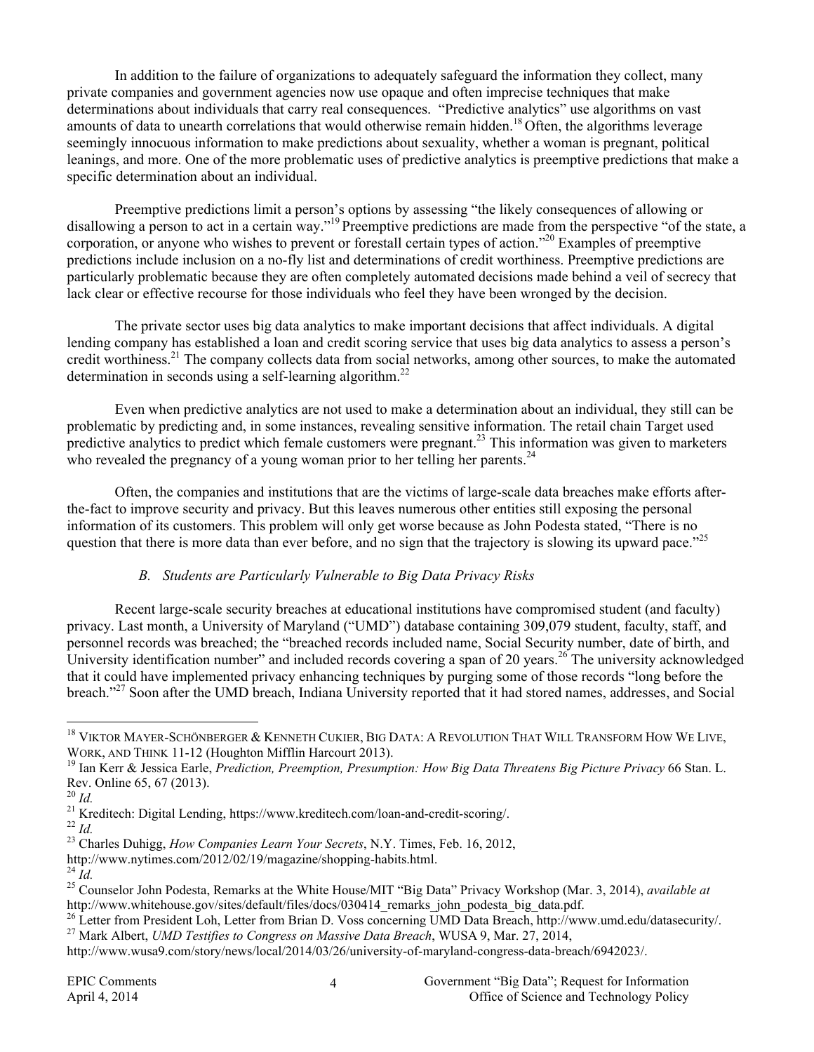In addition to the failure of organizations to adequately safeguard the information they collect, many private companies and government agencies now use opaque and often imprecise techniques that make determinations about individuals that carry real consequences. "Predictive analytics" use algorithms on vast amounts of data to unearth correlations that would otherwise remain hidden.[18] Often, the algorithms leverage seemingly innocuous information to make predictions about sexuality, whether a woman is pregnant, political leanings, and more. One of the more problematic uses of predictive analytics is preemptive predictions that make a specific determination about an individual.

Preemptive predictions limit a person's options by assessing "the likely consequences of allowing or disallowing a person to act in a certain way."[19] Preemptive predictions are made from the perspective "of the state, a corporation, or anyone who wishes to prevent or forestall certain types of action."[20] Examples of preemptive predictions include inclusion on a no-fly list and determinations of credit worthiness. Preemptive predictions are particularly problematic because they are often completely automated decisions made behind a veil of secrecy that lack clear or effective recourse for those individuals who feel they have been wronged by the decision.

The private sector uses big data analytics to make important decisions that affect individuals. A digital lending company has established a loan and credit scoring service that uses big data analytics to assess a person's credit worthiness.[21] The company collects data from social networks, among other sources, to make the automated determination in seconds using a self-learning algorithm.[22]

Even when predictive analytics are not used to make a determination about an individual, they still can be problematic by predicting and, in some instances, revealing sensitive information. The retail chain Target used predictive analytics to predict which female customers were pregnant.[23] This information was given to marketers who revealed the pregnancy of a young woman prior to her telling her parents.[24]

Often, the companies and institutions that are the victims of large-scale data breaches make efforts after-the-fact to improve security and privacy. But this leaves numerous other entities still exposing the personal information of its customers. This problem will only get worse because as John Podesta stated, "There is no question that there is more data than ever before, and no sign that the trajectory is slowing its upward pace."[25]

### *B. Students are Particularly Vulnerable to Big Data Privacy Risks*

Recent large-scale security breaches at educational institutions have compromised student (and faculty) privacy. Last month, a University of Maryland ("UMD") database containing 309,079 student, faculty, staff, and personnel records was breached; the "breached records included name, Social Security number, date of birth, and University identification number" and included records covering a span of 20 years.[26] The university acknowledged that it could have implemented privacy enhancing techniques by purging some of those records "long before the breach."[27] Soon after the UMD breach, Indiana University reported that it had stored names, addresses, and Social

---

[18] VIKTOR MAYER-SCHÖNBERGER & KENNETH CUKIER, BIG DATA: A REVOLUTION THAT WILL TRANSFORM HOW WE LIVE, WORK, AND THINK 11-12 (Houghton Mifflin Harcourt 2013).

[19] Ian Kerr & Jessica Earle, *Prediction, Preemption, Presumption: How Big Data Threatens Big Picture Privacy* 66 Stan. L. Rev. Online 65, 67 (2013).

[20] *Id.*

[21] Kreditech: Digital Lending, https://www.kreditech.com/loan-and-credit-scoring/.

[22] *Id.*

[23] Charles Duhigg, *How Companies Learn Your Secrets*, N.Y. Times, Feb. 16, 2012, http://www.nytimes.com/2012/02/19/magazine/shopping-habits.html.

[24] *Id.*

[25] Counselor John Podesta, Remarks at the White House/MIT "Big Data" Privacy Workshop (Mar. 3, 2014), *available at* http://www.whitehouse.gov/sites/default/files/docs/030414_remarks_john_podesta_big_data.pdf.

[26] Letter from President Loh, Letter from Brian D. Voss concerning UMD Data Breach, http://www.umd.edu/datasecurity/.

[27] Mark Albert, *UMD Testifies to Congress on Massive Data Breach*, WUSA 9, Mar. 27, 2014, http://www.wusa9.com/story/news/local/2014/03/26/university-of-maryland-congress-data-breach/6942023/.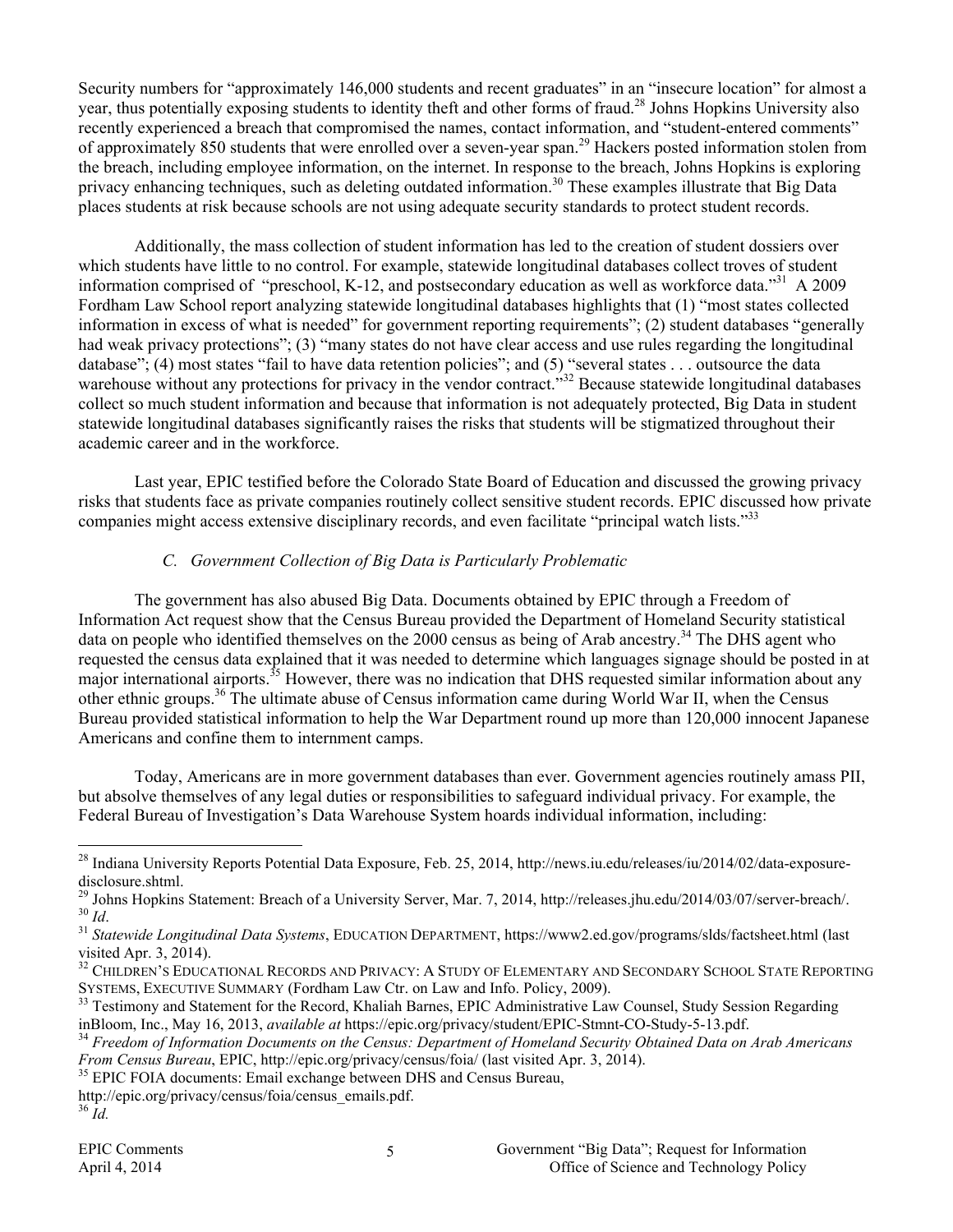Security numbers for "approximately 146,000 students and recent graduates" in an "insecure location" for almost a year, thus potentially exposing students to identity theft and other forms of fraud.[28] Johns Hopkins University also recently experienced a breach that compromised the names, contact information, and "student-entered comments" of approximately 850 students that were enrolled over a seven-year span.[29] Hackers posted information stolen from the breach, including employee information, on the internet. In response to the breach, Johns Hopkins is exploring privacy enhancing techniques, such as deleting outdated information.[30] These examples illustrate that Big Data places students at risk because schools are not using adequate security standards to protect student records.

Additionally, the mass collection of student information has led to the creation of student dossiers over which students have little to no control. For example, statewide longitudinal databases collect troves of student information comprised of "preschool, K-12, and postsecondary education as well as workforce data."[31] A 2009 Fordham Law School report analyzing statewide longitudinal databases highlights that (1) "most states collected information in excess of what is needed" for government reporting requirements"; (2) student databases "generally had weak privacy protections"; (3) "many states do not have clear access and use rules regarding the longitudinal database"; (4) most states "fail to have data retention policies"; and (5) "several states . . . outsource the data warehouse without any protections for privacy in the vendor contract."[32] Because statewide longitudinal databases collect so much student information and because that information is not adequately protected, Big Data in student statewide longitudinal databases significantly raises the risks that students will be stigmatized throughout their academic career and in the workforce.

Last year, EPIC testified before the Colorado State Board of Education and discussed the growing privacy risks that students face as private companies routinely collect sensitive student records. EPIC discussed how private companies might access extensive disciplinary records, and even facilitate "principal watch lists."[33]

### *C. Government Collection of Big Data is Particularly Problematic*

The government has also abused Big Data. Documents obtained by EPIC through a Freedom of Information Act request show that the Census Bureau provided the Department of Homeland Security statistical data on people who identified themselves on the 2000 census as being of Arab ancestry.[34] The DHS agent who requested the census data explained that it was needed to determine which languages signage should be posted in at major international airports.[35] However, there was no indication that DHS requested similar information about any other ethnic groups.[36] The ultimate abuse of Census information came during World War II, when the Census Bureau provided statistical information to help the War Department round up more than 120,000 innocent Japanese Americans and confine them to internment camps.

Today, Americans are in more government databases than ever. Government agencies routinely amass PII, but absolve themselves of any legal duties or responsibilities to safeguard individual privacy. For example, the Federal Bureau of Investigation's Data Warehouse System hoards individual information, including:

---

[28] Indiana University Reports Potential Data Exposure, Feb. 25, 2014, http://news.iu.edu/releases/iu/2014/02/data-exposure-disclosure.shtml.

[29] Johns Hopkins Statement: Breach of a University Server, Mar. 7, 2014, http://releases.jhu.edu/2014/03/07/server-breach/.

[30] *Id*.

[31] *Statewide Longitudinal Data Systems*, EDUCATION DEPARTMENT, https://www2.ed.gov/programs/slds/factsheet.html (last visited Apr. 3, 2014).

[32] CHILDREN'S EDUCATIONAL RECORDS AND PRIVACY: A STUDY OF ELEMENTARY AND SECONDARY SCHOOL STATE REPORTING SYSTEMS, EXECUTIVE SUMMARY (Fordham Law Ctr. on Law and Info. Policy, 2009).

[33] Testimony and Statement for the Record, Khaliah Barnes, EPIC Administrative Law Counsel, Study Session Regarding inBloom, Inc., May 16, 2013, *available at* https://epic.org/privacy/student/EPIC-Stmnt-CO-Study-5-13.pdf.

[34] *Freedom of Information Documents on the Census: Department of Homeland Security Obtained Data on Arab Americans From Census Bureau*, EPIC, http://epic.org/privacy/census/foia/ (last visited Apr. 3, 2014).

[35] EPIC FOIA documents: Email exchange between DHS and Census Bureau, http://epic.org/privacy/census/foia/census_emails.pdf.

[36] *Id.*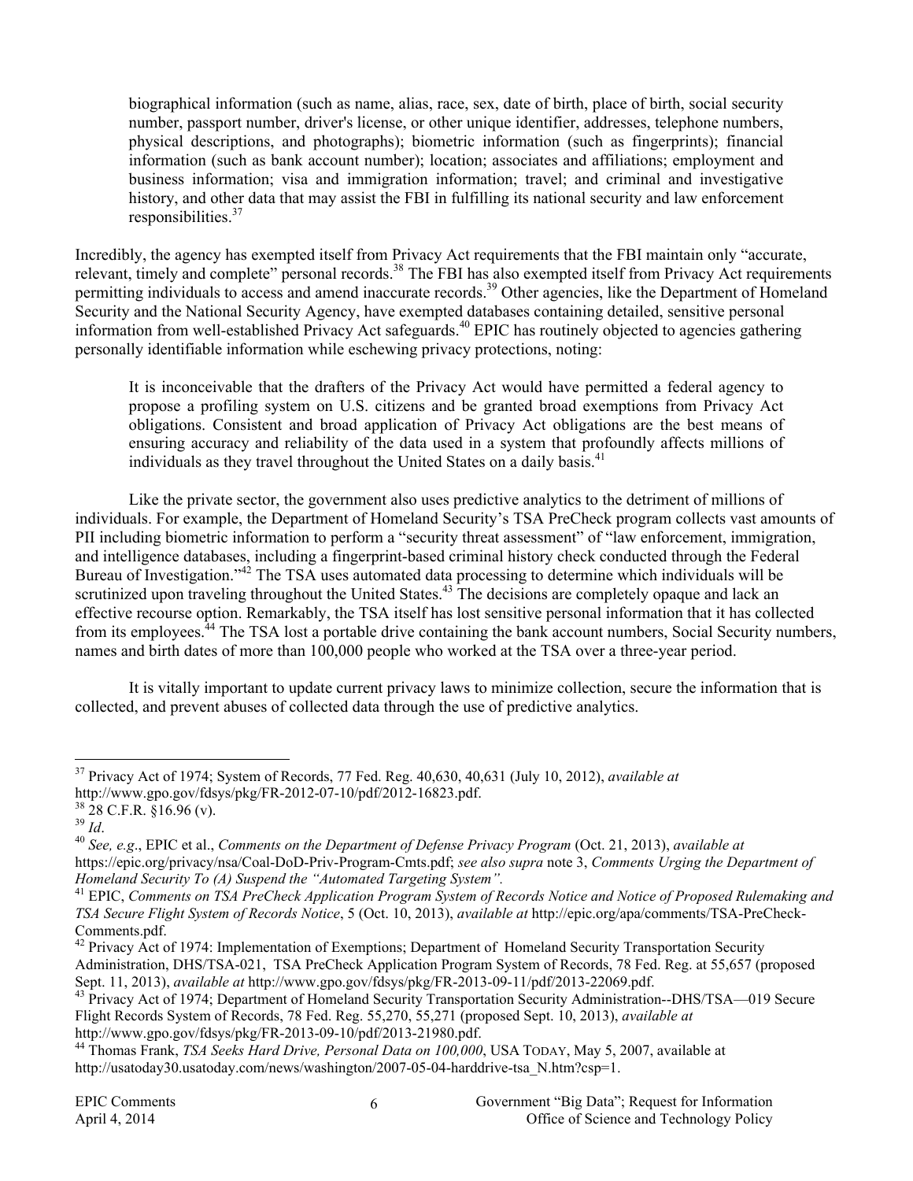> biographical information (such as name, alias, race, sex, date of birth, place of birth, social security number, passport number, driver's license, or other unique identifier, addresses, telephone numbers, physical descriptions, and photographs); biometric information (such as fingerprints); financial information (such as bank account number); location; associates and affiliations; employment and business information; visa and immigration information; travel; and criminal and investigative history, and other data that may assist the FBI in fulfilling its national security and law enforcement responsibilities.[37]

Incredibly, the agency has exempted itself from Privacy Act requirements that the FBI maintain only "accurate, relevant, timely and complete" personal records.[38] The FBI has also exempted itself from Privacy Act requirements permitting individuals to access and amend inaccurate records.[39] Other agencies, like the Department of Homeland Security and the National Security Agency, have exempted databases containing detailed, sensitive personal information from well-established Privacy Act safeguards.[40] EPIC has routinely objected to agencies gathering personally identifiable information while eschewing privacy protections, noting:

> It is inconceivable that the drafters of the Privacy Act would have permitted a federal agency to propose a profiling system on U.S. citizens and be granted broad exemptions from Privacy Act obligations. Consistent and broad application of Privacy Act obligations are the best means of ensuring accuracy and reliability of the data used in a system that profoundly affects millions of individuals as they travel throughout the United States on a daily basis.[41]

Like the private sector, the government also uses predictive analytics to the detriment of millions of individuals. For example, the Department of Homeland Security's TSA PreCheck program collects vast amounts of PII including biometric information to perform a "security threat assessment" of "law enforcement, immigration, and intelligence databases, including a fingerprint-based criminal history check conducted through the Federal Bureau of Investigation."[42] The TSA uses automated data processing to determine which individuals will be scrutinized upon traveling throughout the United States.[43] The decisions are completely opaque and lack an effective recourse option. Remarkably, the TSA itself has lost sensitive personal information that it has collected from its employees.[44] The TSA lost a portable drive containing the bank account numbers, Social Security numbers, names and birth dates of more than 100,000 people who worked at the TSA over a three-year period.

It is vitally important to update current privacy laws to minimize collection, secure the information that is collected, and prevent abuses of collected data through the use of predictive analytics.

---

[37] Privacy Act of 1974; System of Records, 77 Fed. Reg. 40,630, 40,631 (July 10, 2012), *available at* http://www.gpo.gov/fdsys/pkg/FR-2012-07-10/pdf/2012-16823.pdf.

[38] 28 C.F.R. §16.96 (v).

[39] *Id*.

[40] *See, e.g*., EPIC et al., *Comments on the Department of Defense Privacy Program* (Oct. 21, 2013), *available at* https://epic.org/privacy/nsa/Coal-DoD-Priv-Program-Cmts.pdf; *see also supra* note 3, *Comments Urging the Department of Homeland Security To (A) Suspend the "Automated Targeting System"*.

[41] EPIC, *Comments on TSA PreCheck Application Program System of Records Notice and Notice of Proposed Rulemaking and TSA Secure Flight System of Records Notice*, 5 (Oct. 10, 2013), *available at* http://epic.org/apa/comments/TSA-PreCheck-Comments.pdf.

[42] Privacy Act of 1974: Implementation of Exemptions; Department of Homeland Security Transportation Security Administration, DHS/TSA-021, TSA PreCheck Application Program System of Records, 78 Fed. Reg. at 55,657 (proposed Sept. 11, 2013), *available at* http://www.gpo.gov/fdsys/pkg/FR-2013-09-11/pdf/2013-22069.pdf.

[43] Privacy Act of 1974; Department of Homeland Security Transportation Security Administration--DHS/TSA—019 Secure Flight Records System of Records, 78 Fed. Reg. 55,270, 55,271 (proposed Sept. 10, 2013), *available at* http://www.gpo.gov/fdsys/pkg/FR-2013-09-10/pdf/2013-21980.pdf.

[44] Thomas Frank, *TSA Seeks Hard Drive, Personal Data on 100,000*, USA TODAY, May 5, 2007, available at http://usatoday30.usatoday.com/news/washington/2007-05-04-harddrive-tsa_N.htm?csp=1.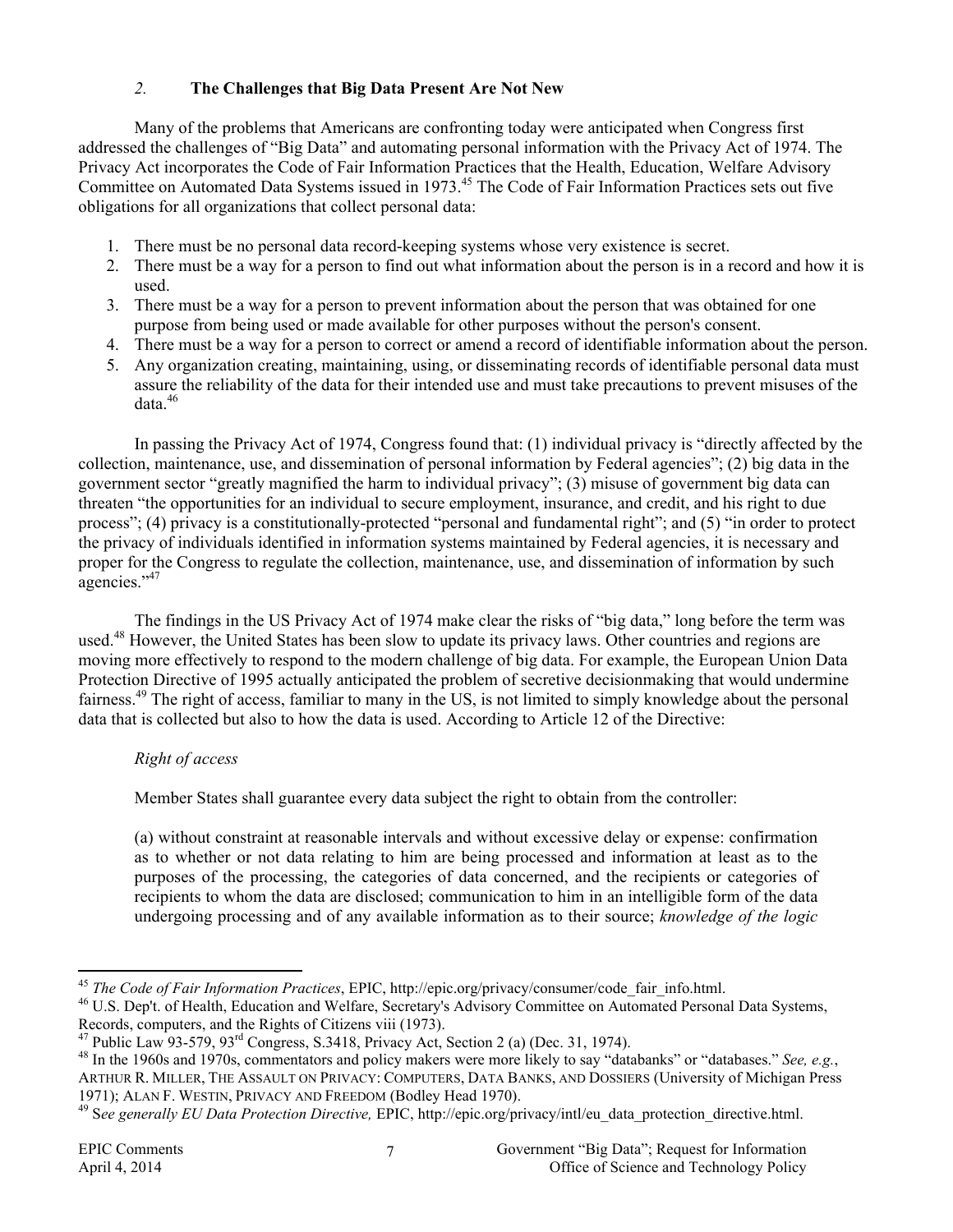### *2.* The Challenges that Big Data Present Are Not New

Many of the problems that Americans are confronting today were anticipated when Congress first addressed the challenges of "Big Data" and automating personal information with the Privacy Act of 1974. The Privacy Act incorporates the Code of Fair Information Practices that the Health, Education, Welfare Advisory Committee on Automated Data Systems issued in 1973.[45] The Code of Fair Information Practices sets out five obligations for all organizations that collect personal data:

1. There must be no personal data record-keeping systems whose very existence is secret.
2. There must be a way for a person to find out what information about the person is in a record and how it is used.
3. There must be a way for a person to prevent information about the person that was obtained for one purpose from being used or made available for other purposes without the person's consent.
4. There must be a way for a person to correct or amend a record of identifiable information about the person.
5. Any organization creating, maintaining, using, or disseminating records of identifiable personal data must assure the reliability of the data for their intended use and must take precautions to prevent misuses of the data.[46]

In passing the Privacy Act of 1974, Congress found that: (1) individual privacy is "directly affected by the collection, maintenance, use, and dissemination of personal information by Federal agencies"; (2) big data in the government sector "greatly magnified the harm to individual privacy"; (3) misuse of government big data can threaten "the opportunities for an individual to secure employment, insurance, and credit, and his right to due process"; (4) privacy is a constitutionally-protected "personal and fundamental right"; and (5) "in order to protect the privacy of individuals identified in information systems maintained by Federal agencies, it is necessary and proper for the Congress to regulate the collection, maintenance, use, and dissemination of information by such agencies."[47]

The findings in the US Privacy Act of 1974 make clear the risks of "big data," long before the term was used.[48] However, the United States has been slow to update its privacy laws. Other countries and regions are moving more effectively to respond to the modern challenge of big data. For example, the European Union Data Protection Directive of 1995 actually anticipated the problem of secretive decisionmaking that would undermine fairness.[49] The right of access, familiar to many in the US, is not limited to simply knowledge about the personal data that is collected but also to how the data is used. According to Article 12 of the Directive:

> *Right of access*
>
> Member States shall guarantee every data subject the right to obtain from the controller:
>
> (a) without constraint at reasonable intervals and without excessive delay or expense: confirmation as to whether or not data relating to him are being processed and information at least as to the purposes of the processing, the categories of data concerned, and the recipients or categories of recipients to whom the data are disclosed; communication to him in an intelligible form of the data undergoing processing and of any available information as to their source; *knowledge of the logic*

---

[45] *The Code of Fair Information Practices*, EPIC, http://epic.org/privacy/consumer/code_fair_info.html.

[46] U.S. Dep't. of Health, Education and Welfare, Secretary's Advisory Committee on Automated Personal Data Systems, Records, computers, and the Rights of Citizens viii (1973).

[47] Public Law 93-579, 93rd Congress, S.3418, Privacy Act, Section 2 (a) (Dec. 31, 1974).

[48] In the 1960s and 1970s, commentators and policy makers were more likely to say "databanks" or "databases." *See, e.g.*, ARTHUR R. MILLER, THE ASSAULT ON PRIVACY: COMPUTERS, DATA BANKS, AND DOSSIERS (University of Michigan Press 1971); ALAN F. WESTIN, PRIVACY AND FREEDOM (Bodley Head 1970).

[49] S*ee generally EU Data Protection Directive,* EPIC, http://epic.org/privacy/intl/eu_data_protection_directive.html.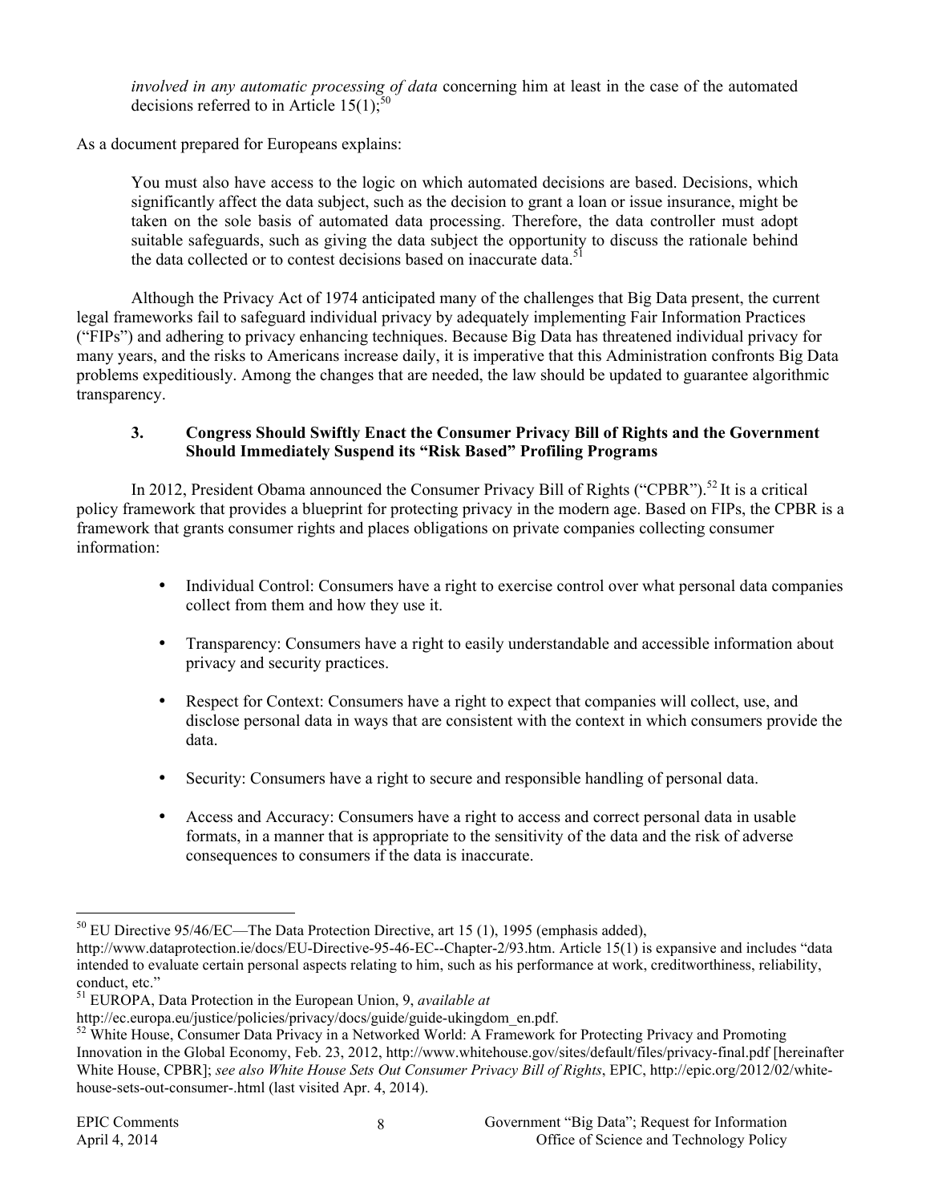> *involved in any automatic processing of data* concerning him at least in the case of the automated decisions referred to in Article 15(1);[50]

As a document prepared for Europeans explains:

> You must also have access to the logic on which automated decisions are based. Decisions, which significantly affect the data subject, such as the decision to grant a loan or issue insurance, might be taken on the sole basis of automated data processing. Therefore, the data controller must adopt suitable safeguards, such as giving the data subject the opportunity to discuss the rationale behind the data collected or to contest decisions based on inaccurate data.[51]

Although the Privacy Act of 1974 anticipated many of the challenges that Big Data present, the current legal frameworks fail to safeguard individual privacy by adequately implementing Fair Information Practices ("FIPs") and adhering to privacy enhancing techniques. Because Big Data has threatened individual privacy for many years, and the risks to Americans increase daily, it is imperative that this Administration confronts Big Data problems expeditiously. Among the changes that are needed, the law should be updated to guarantee algorithmic transparency.

### 3. Congress Should Swiftly Enact the Consumer Privacy Bill of Rights and the Government Should Immediately Suspend its "Risk Based" Profiling Programs

In 2012, President Obama announced the Consumer Privacy Bill of Rights ("CPBR").[52] It is a critical policy framework that provides a blueprint for protecting privacy in the modern age. Based on FIPs, the CPBR is a framework that grants consumer rights and places obligations on private companies collecting consumer information:

- Individual Control: Consumers have a right to exercise control over what personal data companies collect from them and how they use it.
- Transparency: Consumers have a right to easily understandable and accessible information about privacy and security practices.
- Respect for Context: Consumers have a right to expect that companies will collect, use, and disclose personal data in ways that are consistent with the context in which consumers provide the data.
- Security: Consumers have a right to secure and responsible handling of personal data.
- Access and Accuracy: Consumers have a right to access and correct personal data in usable formats, in a manner that is appropriate to the sensitivity of the data and the risk of adverse consequences to consumers if the data is inaccurate.

---

[50] EU Directive 95/46/EC—The Data Protection Directive, art 15 (1), 1995 (emphasis added), http://www.dataprotection.ie/docs/EU-Directive-95-46-EC--Chapter-2/93.htm. Article 15(1) is expansive and includes "data intended to evaluate certain personal aspects relating to him, such as his performance at work, creditworthiness, reliability, conduct, etc."

[51] EUROPA, Data Protection in the European Union, 9, *available at* http://ec.europa.eu/justice/policies/privacy/docs/guide/guide-ukingdom_en.pdf.

[52] White House, Consumer Data Privacy in a Networked World: A Framework for Protecting Privacy and Promoting Innovation in the Global Economy, Feb. 23, 2012, http://www.whitehouse.gov/sites/default/files/privacy-final.pdf [hereinafter White House, CPBR]; *see also White House Sets Out Consumer Privacy Bill of Rights*, EPIC, http://epic.org/2012/02/white-house-sets-out-consumer-.html (last visited Apr. 4, 2014).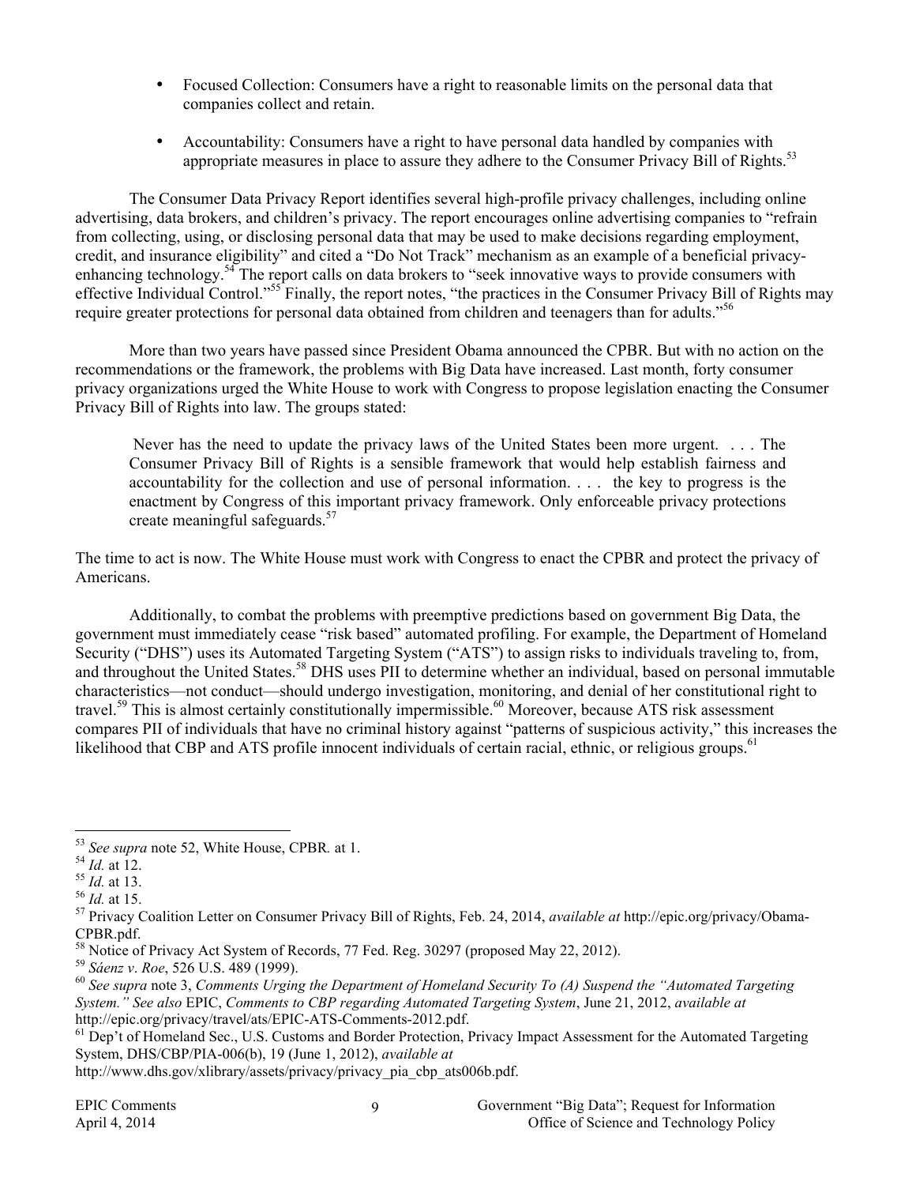- Focused Collection: Consumers have a right to reasonable limits on the personal data that companies collect and retain.
- Accountability: Consumers have a right to have personal data handled by companies with appropriate measures in place to assure they adhere to the Consumer Privacy Bill of Rights.[53]

The Consumer Data Privacy Report identifies several high-profile privacy challenges, including online advertising, data brokers, and children's privacy. The report encourages online advertising companies to "refrain from collecting, using, or disclosing personal data that may be used to make decisions regarding employment, credit, and insurance eligibility" and cited a "Do Not Track" mechanism as an example of a beneficial privacy-enhancing technology.[54] The report calls on data brokers to "seek innovative ways to provide consumers with effective Individual Control."[55] Finally, the report notes, "the practices in the Consumer Privacy Bill of Rights may require greater protections for personal data obtained from children and teenagers than for adults."[56]

More than two years have passed since President Obama announced the CPBR. But with no action on the recommendations or the framework, the problems with Big Data have increased. Last month, forty consumer privacy organizations urged the White House to work with Congress to propose legislation enacting the Consumer Privacy Bill of Rights into law. The groups stated:

> Never has the need to update the privacy laws of the United States been more urgent. . . . The Consumer Privacy Bill of Rights is a sensible framework that would help establish fairness and accountability for the collection and use of personal information. . . . the key to progress is the enactment by Congress of this important privacy framework. Only enforceable privacy protections create meaningful safeguards.[57]

The time to act is now. The White House must work with Congress to enact the CPBR and protect the privacy of Americans.

Additionally, to combat the problems with preemptive predictions based on government Big Data, the government must immediately cease "risk based" automated profiling. For example, the Department of Homeland Security ("DHS") uses its Automated Targeting System ("ATS") to assign risks to individuals traveling to, from, and throughout the United States.[58] DHS uses PII to determine whether an individual, based on personal immutable characteristics—not conduct—should undergo investigation, monitoring, and denial of her constitutional right to travel.[59] This is almost certainly constitutionally impermissible.[60] Moreover, because ATS risk assessment compares PII of individuals that have no criminal history against "patterns of suspicious activity," this increases the likelihood that CBP and ATS profile innocent individuals of certain racial, ethnic, or religious groups.[61]

---

[53] *See supra* note 52, White House, CPBR*.* at 1.
[54] *Id.* at 12.
[55] *Id.* at 13.
[56] *Id.* at 15.
[57] Privacy Coalition Letter on Consumer Privacy Bill of Rights, Feb. 24, 2014, *available at* http://epic.org/privacy/Obama-CPBR.pdf.
[58] Notice of Privacy Act System of Records, 77 Fed. Reg. 30297 (proposed May 22, 2012).
[59] *Sáenz v. Roe*, 526 U.S. 489 (1999).
[60] *See supra* note 3, *Comments Urging the Department of Homeland Security To (A) Suspend the "Automated Targeting System." See also* EPIC, *Comments to CBP regarding Automated Targeting System*, June 21, 2012, *available at* http://epic.org/privacy/travel/ats/EPIC-ATS-Comments-2012.pdf.
[61] Dep't of Homeland Sec., U.S. Customs and Border Protection, Privacy Impact Assessment for the Automated Targeting System, DHS/CBP/PIA-006(b), 19 (June 1, 2012), *available at* http://www.dhs.gov/xlibrary/assets/privacy/privacy_pia_cbp_ats006b.pdf.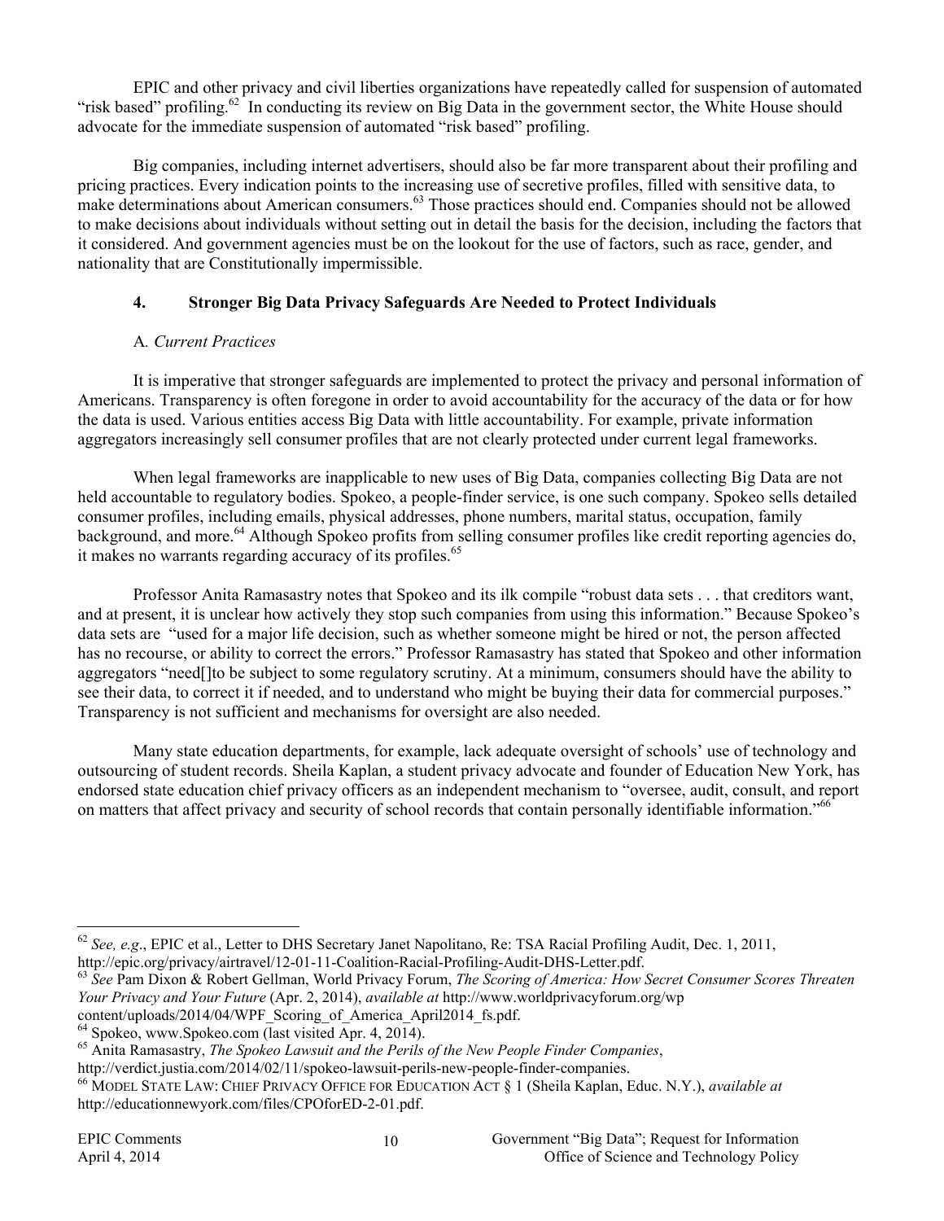EPIC and other privacy and civil liberties organizations have repeatedly called for suspension of automated "risk based" profiling.[62] In conducting its review on Big Data in the government sector, the White House should advocate for the immediate suspension of automated "risk based" profiling.

Big companies, including internet advertisers, should also be far more transparent about their profiling and pricing practices. Every indication points to the increasing use of secretive profiles, filled with sensitive data, to make determinations about American consumers.[63] Those practices should end. Companies should not be allowed to make decisions about individuals without setting out in detail the basis for the decision, including the factors that it considered. And government agencies must be on the lookout for the use of factors, such as race, gender, and nationality that are Constitutionally impermissible.

## 4. Stronger Big Data Privacy Safeguards Are Needed to Protect Individuals

### A. *Current Practices*

It is imperative that stronger safeguards are implemented to protect the privacy and personal information of Americans. Transparency is often foregone in order to avoid accountability for the accuracy of the data or for how the data is used. Various entities access Big Data with little accountability. For example, private information aggregators increasingly sell consumer profiles that are not clearly protected under current legal frameworks.

When legal frameworks are inapplicable to new uses of Big Data, companies collecting Big Data are not held accountable to regulatory bodies. Spokeo, a people-finder service, is one such company. Spokeo sells detailed consumer profiles, including emails, physical addresses, phone numbers, marital status, occupation, family background, and more.[64] Although Spokeo profits from selling consumer profiles like credit reporting agencies do, it makes no warrants regarding accuracy of its profiles.[65]

Professor Anita Ramasastry notes that Spokeo and its ilk compile "robust data sets . . . that creditors want, and at present, it is unclear how actively they stop such companies from using this information." Because Spokeo's data sets are "used for a major life decision, such as whether someone might be hired or not, the person affected has no recourse, or ability to correct the errors." Professor Ramasastry has stated that Spokeo and other information aggregators "need[]to be subject to some regulatory scrutiny. At a minimum, consumers should have the ability to see their data, to correct it if needed, and to understand who might be buying their data for commercial purposes." Transparency is not sufficient and mechanisms for oversight are also needed.

Many state education departments, for example, lack adequate oversight of schools' use of technology and outsourcing of student records. Sheila Kaplan, a student privacy advocate and founder of Education New York, has endorsed state education chief privacy officers as an independent mechanism to "oversee, audit, consult, and report on matters that affect privacy and security of school records that contain personally identifiable information."[66]

---

[62] *See, e.g*., EPIC et al., Letter to DHS Secretary Janet Napolitano, Re: TSA Racial Profiling Audit, Dec. 1, 2011, http://epic.org/privacy/airtravel/12-01-11-Coalition-Racial-Profiling-Audit-DHS-Letter.pdf.

[63] *See* Pam Dixon & Robert Gellman, World Privacy Forum, *The Scoring of America: How Secret Consumer Scores Threaten Your Privacy and Your Future* (Apr. 2, 2014), *available at* http://www.worldprivacyforum.org/wp content/uploads/2014/04/WPF_Scoring_of_America_April2014_fs.pdf.

[64] Spokeo, www.Spokeo.com (last visited Apr. 4, 2014).

[65] Anita Ramasastry, *The Spokeo Lawsuit and the Perils of the New People Finder Companies*, http://verdict.justia.com/2014/02/11/spokeo-lawsuit-perils-new-people-finder-companies.

[66] MODEL STATE LAW: CHIEF PRIVACY OFFICE FOR EDUCATION ACT § 1 (Sheila Kaplan, Educ. N.Y.), *available at* http://educationnewyork.com/files/CPOforED-2-01.pdf.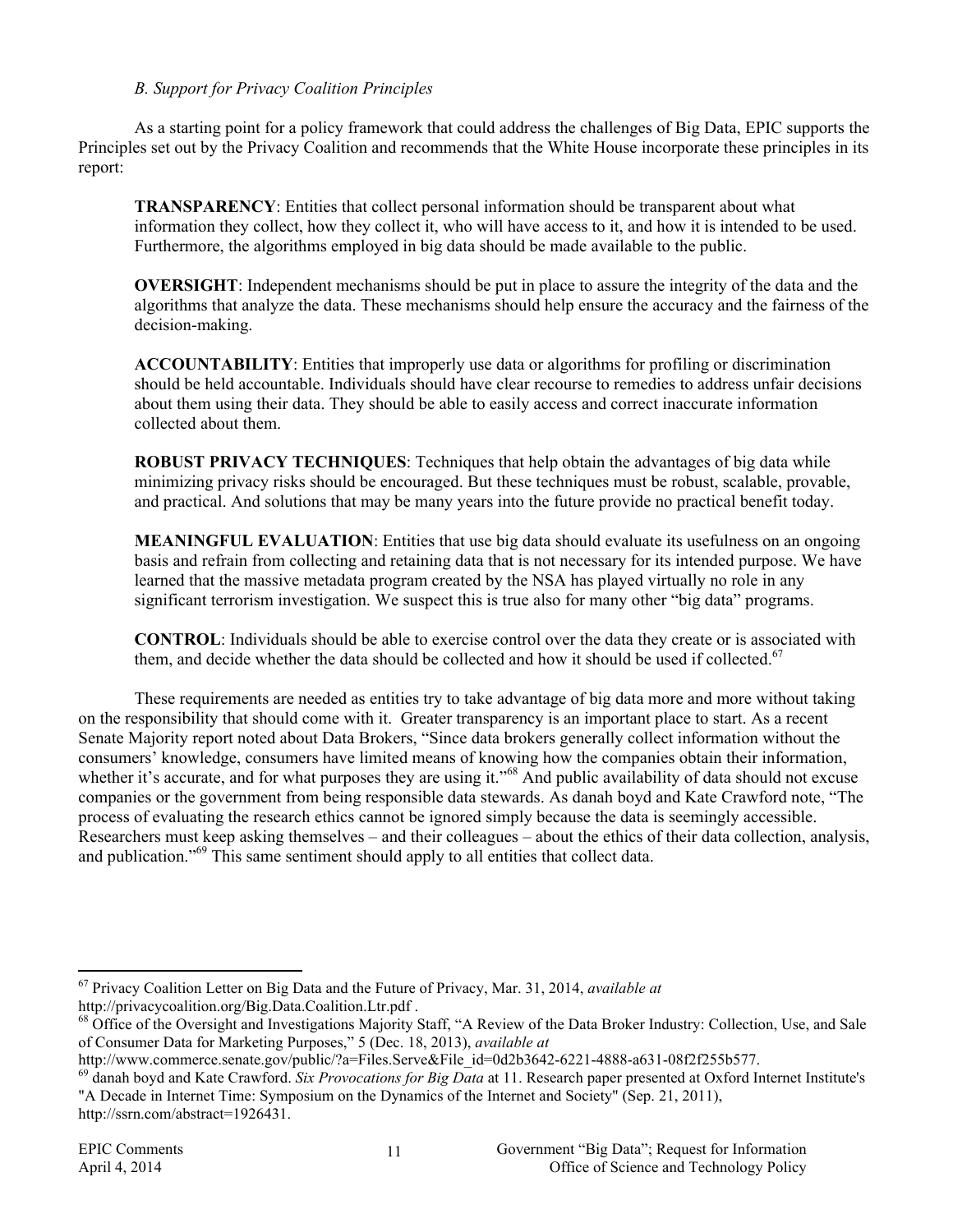### *B. Support for Privacy Coalition Principles*

As a starting point for a policy framework that could address the challenges of Big Data, EPIC supports the Principles set out by the Privacy Coalition and recommends that the White House incorporate these principles in its report:

> **TRANSPARENCY**: Entities that collect personal information should be transparent about what information they collect, how they collect it, who will have access to it, and how it is intended to be used. Furthermore, the algorithms employed in big data should be made available to the public.
>
> **OVERSIGHT**: Independent mechanisms should be put in place to assure the integrity of the data and the algorithms that analyze the data. These mechanisms should help ensure the accuracy and the fairness of the decision-making.
>
> **ACCOUNTABILITY**: Entities that improperly use data or algorithms for profiling or discrimination should be held accountable. Individuals should have clear recourse to remedies to address unfair decisions about them using their data. They should be able to easily access and correct inaccurate information collected about them.
>
> **ROBUST PRIVACY TECHNIQUES**: Techniques that help obtain the advantages of big data while minimizing privacy risks should be encouraged. But these techniques must be robust, scalable, provable, and practical. And solutions that may be many years into the future provide no practical benefit today.
>
> **MEANINGFUL EVALUATION**: Entities that use big data should evaluate its usefulness on an ongoing basis and refrain from collecting and retaining data that is not necessary for its intended purpose. We have learned that the massive metadata program created by the NSA has played virtually no role in any significant terrorism investigation. We suspect this is true also for many other "big data" programs.
>
> **CONTROL**: Individuals should be able to exercise control over the data they create or is associated with them, and decide whether the data should be collected and how it should be used if collected.[67]

These requirements are needed as entities try to take advantage of big data more and more without taking on the responsibility that should come with it. Greater transparency is an important place to start. As a recent Senate Majority report noted about Data Brokers, "Since data brokers generally collect information without the consumers' knowledge, consumers have limited means of knowing how the companies obtain their information, whether it's accurate, and for what purposes they are using it."[68] And public availability of data should not excuse companies or the government from being responsible data stewards. As danah boyd and Kate Crawford note, "The process of evaluating the research ethics cannot be ignored simply because the data is seemingly accessible. Researchers must keep asking themselves – and their colleagues – about the ethics of their data collection, analysis, and publication."[69] This same sentiment should apply to all entities that collect data.

---

[67] Privacy Coalition Letter on Big Data and the Future of Privacy, Mar. 31, 2014, *available at* http://privacycoalition.org/Big.Data.Coalition.Ltr.pdf .

[68] Office of the Oversight and Investigations Majority Staff, "A Review of the Data Broker Industry: Collection, Use, and Sale of Consumer Data for Marketing Purposes," 5 (Dec. 18, 2013), *available at* http://www.commerce.senate.gov/public/?a=Files.Serve&File_id=0d2b3642-6221-4888-a631-08f2f255b577.

[69] danah boyd and Kate Crawford. *Six Provocations for Big Data* at 11. Research paper presented at Oxford Internet Institute's "A Decade in Internet Time: Symposium on the Dynamics of the Internet and Society" (Sep. 21, 2011), http://ssrn.com/abstract=1926431.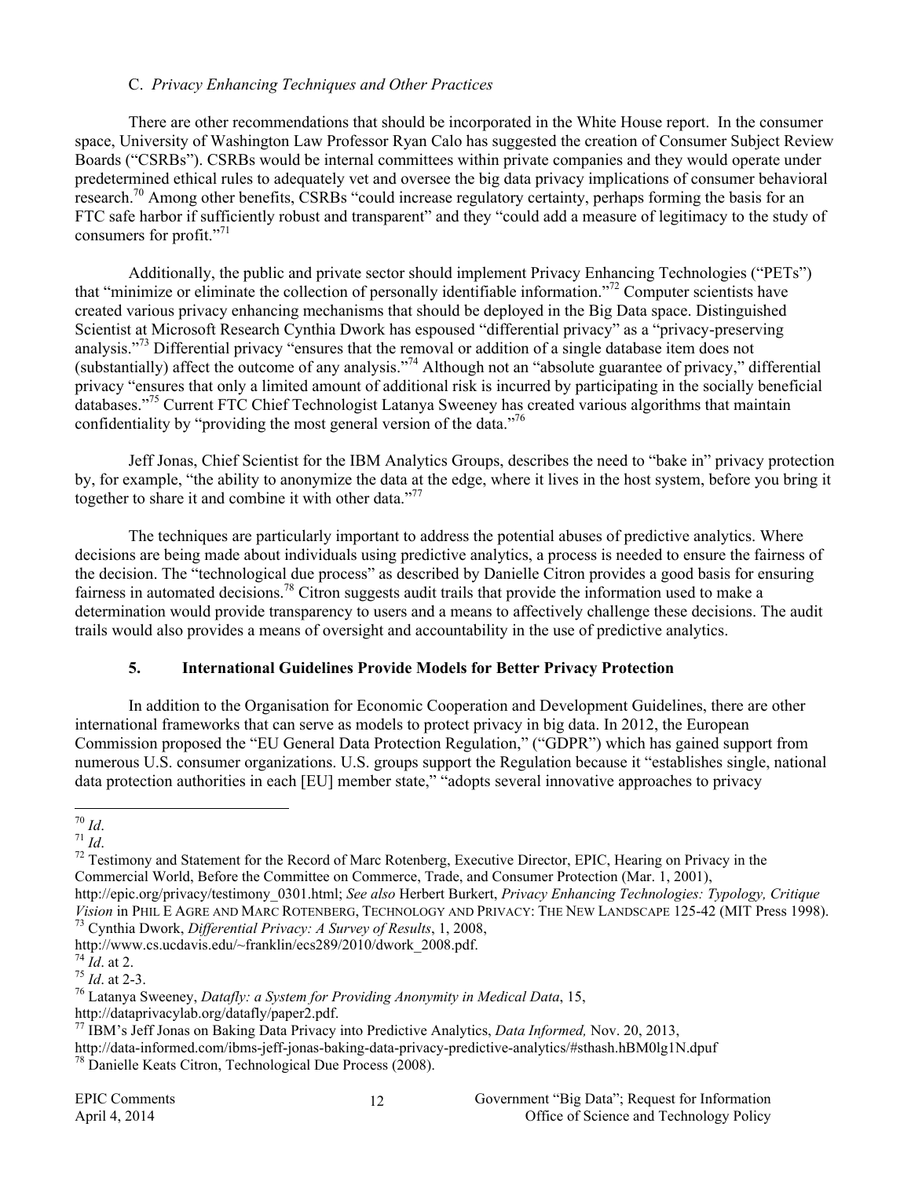### C. *Privacy Enhancing Techniques and Other Practices*

There are other recommendations that should be incorporated in the White House report. In the consumer space, University of Washington Law Professor Ryan Calo has suggested the creation of Consumer Subject Review Boards ("CSRBs"). CSRBs would be internal committees within private companies and they would operate under predetermined ethical rules to adequately vet and oversee the big data privacy implications of consumer behavioral research.[70] Among other benefits, CSRBs "could increase regulatory certainty, perhaps forming the basis for an FTC safe harbor if sufficiently robust and transparent" and they "could add a measure of legitimacy to the study of consumers for profit."[71]

Additionally, the public and private sector should implement Privacy Enhancing Technologies ("PETs") that "minimize or eliminate the collection of personally identifiable information."[72] Computer scientists have created various privacy enhancing mechanisms that should be deployed in the Big Data space. Distinguished Scientist at Microsoft Research Cynthia Dwork has espoused "differential privacy" as a "privacy-preserving analysis."[73] Differential privacy "ensures that the removal or addition of a single database item does not (substantially) affect the outcome of any analysis."[74] Although not an "absolute guarantee of privacy," differential privacy "ensures that only a limited amount of additional risk is incurred by participating in the socially beneficial databases."[75] Current FTC Chief Technologist Latanya Sweeney has created various algorithms that maintain confidentiality by "providing the most general version of the data."[76]

Jeff Jonas, Chief Scientist for the IBM Analytics Groups, describes the need to "bake in" privacy protection by, for example, "the ability to anonymize the data at the edge, where it lives in the host system, before you bring it together to share it and combine it with other data."[77]

The techniques are particularly important to address the potential abuses of predictive analytics. Where decisions are being made about individuals using predictive analytics, a process is needed to ensure the fairness of the decision. The "technological due process" as described by Danielle Citron provides a good basis for ensuring fairness in automated decisions.[78] Citron suggests audit trails that provide the information used to make a determination would provide transparency to users and a means to affectively challenge these decisions. The audit trails would also provides a means of oversight and accountability in the use of predictive analytics.

## 5. International Guidelines Provide Models for Better Privacy Protection

In addition to the Organisation for Economic Cooperation and Development Guidelines, there are other international frameworks that can serve as models to protect privacy in big data. In 2012, the European Commission proposed the "EU General Data Protection Regulation," ("GDPR") which has gained support from numerous U.S. consumer organizations. U.S. groups support the Regulation because it "establishes single, national data protection authorities in each [EU] member state," "adopts several innovative approaches to privacy

---

[70] *Id*.

[71] *Id*.

[72] Testimony and Statement for the Record of Marc Rotenberg, Executive Director, EPIC, Hearing on Privacy in the Commercial World, Before the Committee on Commerce, Trade, and Consumer Protection (Mar. 1, 2001), http://epic.org/privacy/testimony_0301.html; *See also* Herbert Burkert, *Privacy Enhancing Technologies: Typology, Critique Vision* in PHIL E AGRE AND MARC ROTENBERG, TECHNOLOGY AND PRIVACY: THE NEW LANDSCAPE 125-42 (MIT Press 1998).

[73] Cynthia Dwork, *Differential Privacy: A Survey of Results*, 1, 2008, http://www.cs.ucdavis.edu/~franklin/ecs289/2010/dwork_2008.pdf.

[74] *Id*. at 2.

[75] *Id*. at 2-3.

[76] Latanya Sweeney, *Datafly: a System for Providing Anonymity in Medical Data*, 15, http://dataprivacylab.org/datafly/paper2.pdf.

[77] IBM's Jeff Jonas on Baking Data Privacy into Predictive Analytics, *Data Informed,* Nov. 20, 2013, http://data-informed.com/ibms-jeff-jonas-baking-data-privacy-predictive-analytics/#sthash.hBM0lg1N.dpuf

[78] Danielle Keats Citron, Technological Due Process (2008).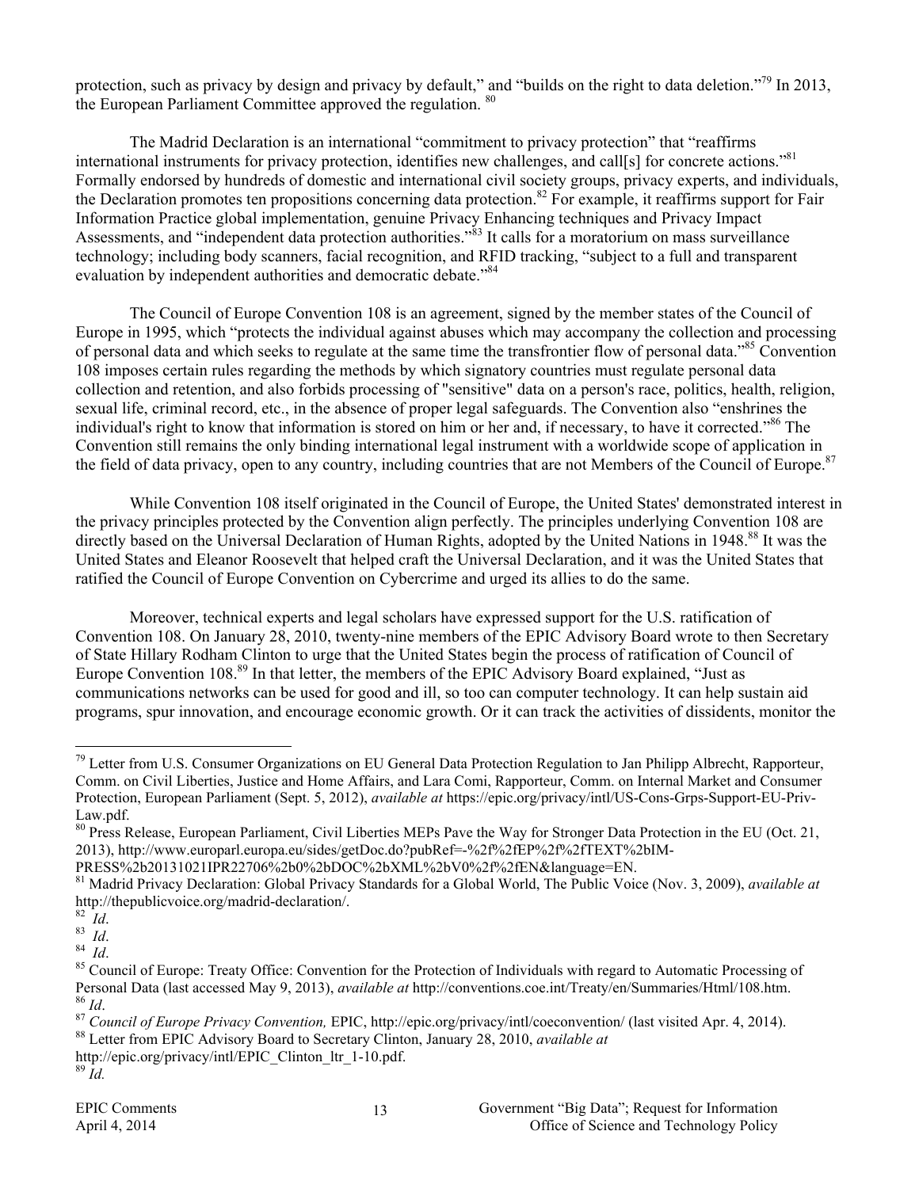protection, such as privacy by design and privacy by default," and "builds on the right to data deletion."[79] In 2013, the European Parliament Committee approved the regulation. [80]

The Madrid Declaration is an international "commitment to privacy protection" that "reaffirms international instruments for privacy protection, identifies new challenges, and call[s] for concrete actions."[81] Formally endorsed by hundreds of domestic and international civil society groups, privacy experts, and individuals, the Declaration promotes ten propositions concerning data protection.[82] For example, it reaffirms support for Fair Information Practice global implementation, genuine Privacy Enhancing techniques and Privacy Impact Assessments, and "independent data protection authorities."[83] It calls for a moratorium on mass surveillance technology; including body scanners, facial recognition, and RFID tracking, "subject to a full and transparent evaluation by independent authorities and democratic debate."[84]

The Council of Europe Convention 108 is an agreement, signed by the member states of the Council of Europe in 1995, which "protects the individual against abuses which may accompany the collection and processing of personal data and which seeks to regulate at the same time the transfrontier flow of personal data."[85] Convention 108 imposes certain rules regarding the methods by which signatory countries must regulate personal data collection and retention, and also forbids processing of "sensitive" data on a person's race, politics, health, religion, sexual life, criminal record, etc., in the absence of proper legal safeguards. The Convention also "enshrines the individual's right to know that information is stored on him or her and, if necessary, to have it corrected."[86] The Convention still remains the only binding international legal instrument with a worldwide scope of application in the field of data privacy, open to any country, including countries that are not Members of the Council of Europe.[87]

While Convention 108 itself originated in the Council of Europe, the United States' demonstrated interest in the privacy principles protected by the Convention align perfectly. The principles underlying Convention 108 are directly based on the Universal Declaration of Human Rights, adopted by the United Nations in 1948.[88] It was the United States and Eleanor Roosevelt that helped craft the Universal Declaration, and it was the United States that ratified the Council of Europe Convention on Cybercrime and urged its allies to do the same.

Moreover, technical experts and legal scholars have expressed support for the U.S. ratification of Convention 108. On January 28, 2010, twenty-nine members of the EPIC Advisory Board wrote to then Secretary of State Hillary Rodham Clinton to urge that the United States begin the process of ratification of Council of Europe Convention 108.[89] In that letter, the members of the EPIC Advisory Board explained, "Just as communications networks can be used for good and ill, so too can computer technology. It can help sustain aid programs, spur innovation, and encourage economic growth. Or it can track the activities of dissidents, monitor the

---

[79] Letter from U.S. Consumer Organizations on EU General Data Protection Regulation to Jan Philipp Albrecht, Rapporteur, Comm. on Civil Liberties, Justice and Home Affairs, and Lara Comi, Rapporteur, Comm. on Internal Market and Consumer Protection, European Parliament (Sept. 5, 2012), *available at* https://epic.org/privacy/intl/US-Cons-Grps-Support-EU-Priv-Law.pdf.

[80] Press Release, European Parliament, Civil Liberties MEPs Pave the Way for Stronger Data Protection in the EU (Oct. 21, 2013), http://www.europarl.europa.eu/sides/getDoc.do?pubRef=-%2f%2fEP%2f%2fTEXT%2bIM-PRESS%2b20131021IPR22706%2b0%2bDOC%2bXML%2bV0%2f%2fEN&language=EN.

[81] Madrid Privacy Declaration: Global Privacy Standards for a Global World, The Public Voice (Nov. 3, 2009), *available at* http://thepublicvoice.org/madrid-declaration/.

[82] *Id*.

[83] *Id*.

[84] *Id*.

[85] Council of Europe: Treaty Office: Convention for the Protection of Individuals with regard to Automatic Processing of Personal Data (last accessed May 9, 2013), *available at* http://conventions.coe.int/Treaty/en/Summaries/Html/108.htm.

[86] *Id*.

[87] *Council of Europe Privacy Convention,* EPIC, http://epic.org/privacy/intl/coeconvention/ (last visited Apr. 4, 2014).

[88] Letter from EPIC Advisory Board to Secretary Clinton, January 28, 2010, *available at* http://epic.org/privacy/intl/EPIC_Clinton_ltr_1-10.pdf.

[89] *Id.*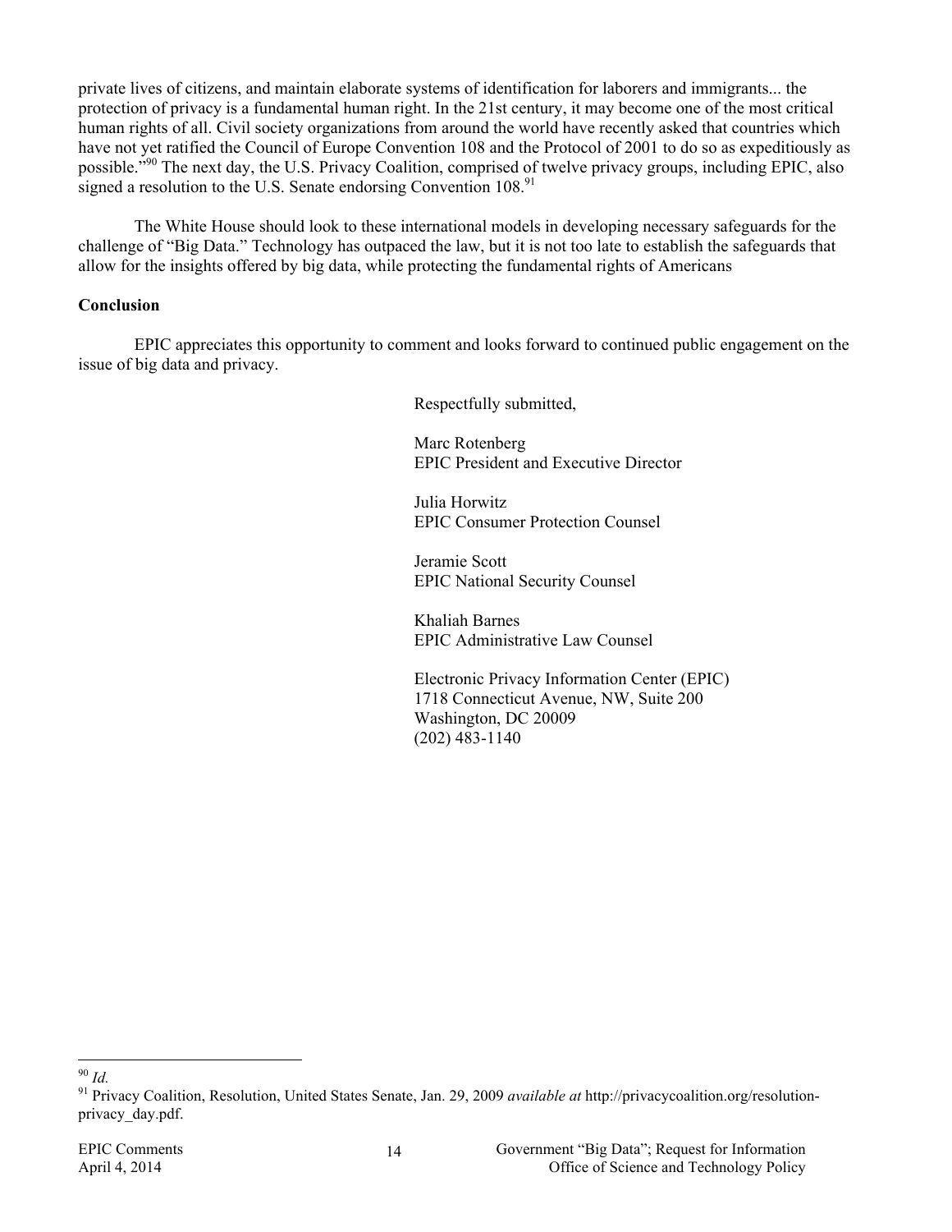private lives of citizens, and maintain elaborate systems of identification for laborers and immigrants... the protection of privacy is a fundamental human right. In the 21st century, it may become one of the most critical human rights of all. Civil society organizations from around the world have recently asked that countries which have not yet ratified the Council of Europe Convention 108 and the Protocol of 2001 to do so as expeditiously as possible."[90] The next day, the U.S. Privacy Coalition, comprised of twelve privacy groups, including EPIC, also signed a resolution to the U.S. Senate endorsing Convention 108.[91]

The White House should look to these international models in developing necessary safeguards for the challenge of "Big Data." Technology has outpaced the law, but it is not too late to establish the safeguards that allow for the insights offered by big data, while protecting the fundamental rights of Americans

**Conclusion**

EPIC appreciates this opportunity to comment and looks forward to continued public engagement on the issue of big data and privacy.

Respectfully submitted,

Marc Rotenberg
EPIC President and Executive Director

Julia Horwitz
EPIC Consumer Protection Counsel

Jeramie Scott
EPIC National Security Counsel

Khaliah Barnes
EPIC Administrative Law Counsel

Electronic Privacy Information Center (EPIC)
1718 Connecticut Avenue, NW, Suite 200
Washington, DC 20009
(202) 483-1140

---

[90] *Id.*

[91] Privacy Coalition, Resolution, United States Senate, Jan. 29, 2009 *available at* http://privacycoalition.org/resolution-privacy_day.pdf.